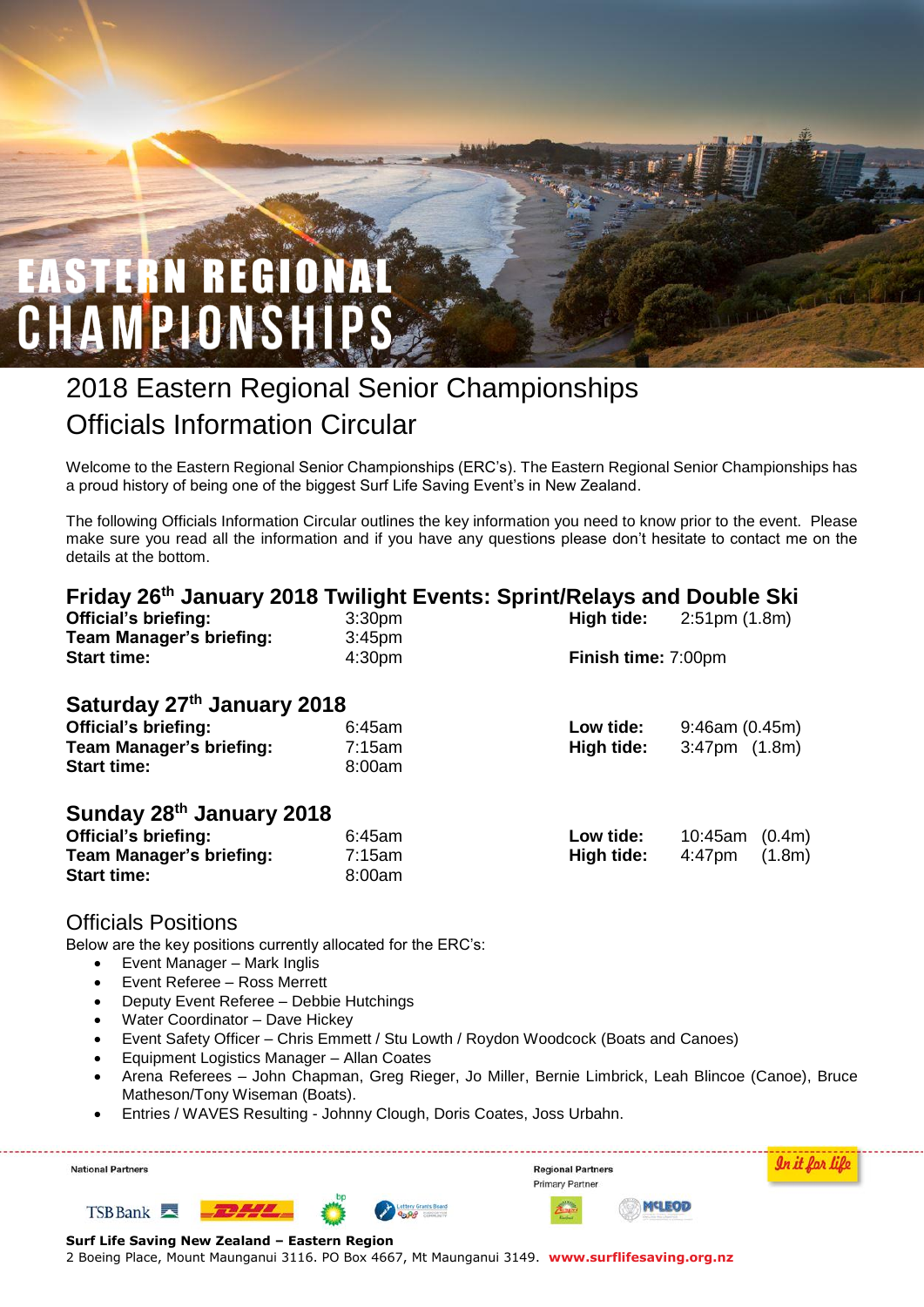# EASTERN REGIONAL CHAMPIONSHIPS

## 2018 Eastern Regional Senior Championships
## Officials Information Circular

Welcome to the Eastern Regional Senior Championships (ERC's). The Eastern Regional Senior Championships has a proud history of being one of the biggest Surf Life Saving Event's in New Zealand.

The following Officials Information Circular outlines the key information you need to know prior to the event. Please make sure you read all the information and if you have any questions please don't hesitate to contact me on the details at the bottom.

### Friday 26th January 2018 Twilight Events: Sprint/Relays and Double Ski

| | | | |
|---|---|---|---|
| **Official's briefing:** | 3:30pm | **High tide:** | 2:51pm (1.8m) |
| **Team Manager's briefing:** | 3:45pm | | |
| **Start time:** | 4:30pm | **Finish time:** | 7:00pm |

### Saturday 27th January 2018

| | | | |
|---|---|---|---|
| **Official's briefing:** | 6:45am | **Low tide:** | 9:46am (0.45m) |
| **Team Manager's briefing:** | 7:15am | **High tide:** | 3:47pm (1.8m) |
| **Start time:** | 8:00am | | |

### Sunday 28th January 2018

| | | | |
|---|---|---|---|
| **Official's briefing:** | 6:45am | **Low tide:** | 10:45am (0.4m) |
| **Team Manager's briefing:** | 7:15am | **High tide:** | 4:47pm (1.8m) |
| **Start time:** | 8:00am | | |

## Officials Positions

Below are the key positions currently allocated for the ERC's:

- Event Manager – Mark Inglis
- Event Referee – Ross Merrett
- Deputy Event Referee – Debbie Hutchings
- Water Coordinator – Dave Hickey
- Event Safety Officer – Chris Emmett / Stu Lowth / Roydon Woodcock (Boats and Canoes)
- Equipment Logistics Manager – Allan Coates
- Arena Referees – John Chapman, Greg Rieger, Jo Miller, Bernie Limbrick, Leah Blincoe (Canoe), Bruce Matheson/Tony Wiseman (Boats).
- Entries / WAVES Resulting - Johnny Clough, Doris Coates, Joss Urbahn.

National Partners

Regional Partners
Primary Partner

In it for life

**Surf Life Saving New Zealand – Eastern Region**
2 Boeing Place, Mount Maunganui 3116. PO Box 4667, Mt Maunganui 3149. **www.surflifesaving.org.nz**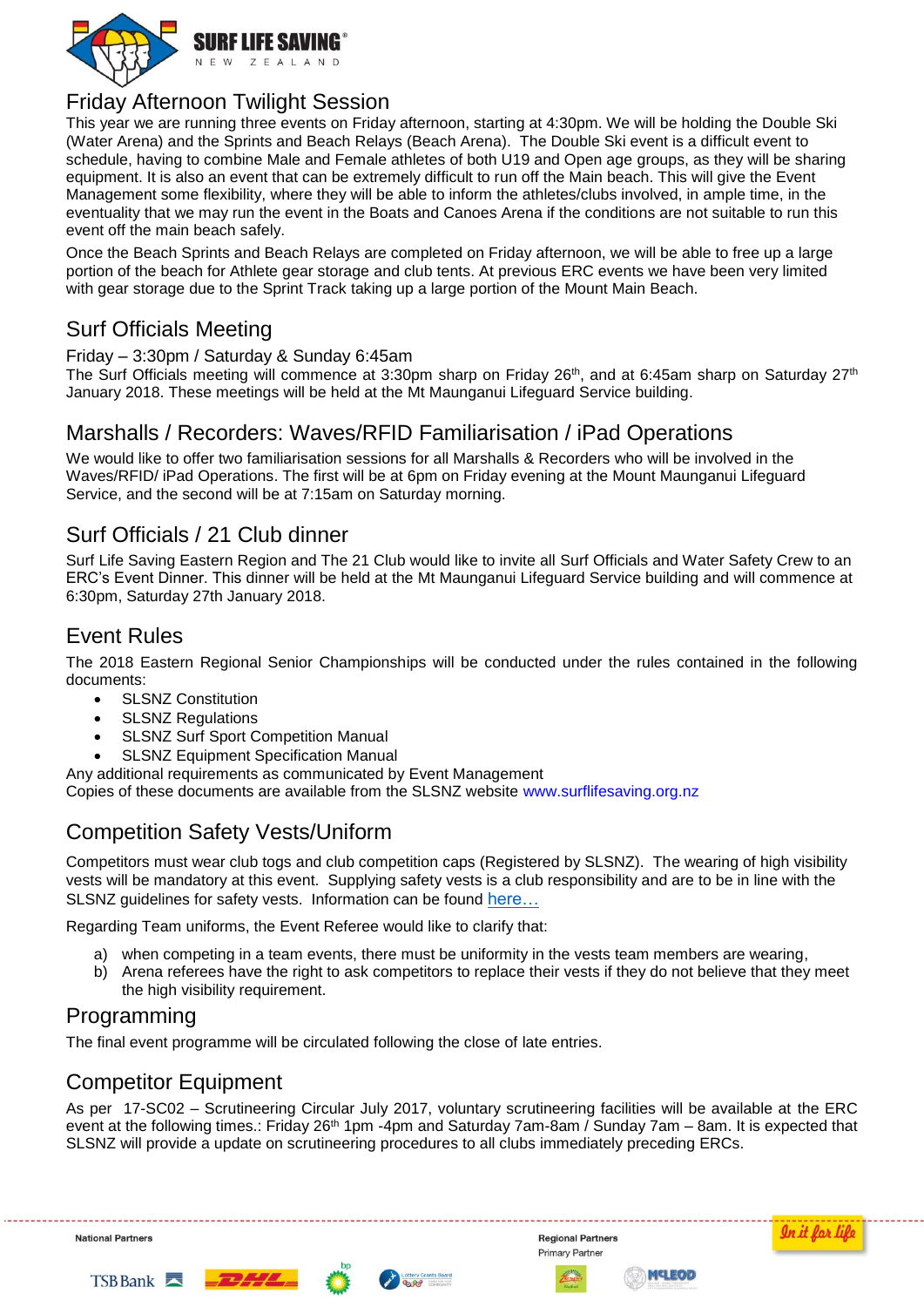## Friday Afternoon Twilight Session

This year we are running three events on Friday afternoon, starting at 4:30pm. We will be holding the Double Ski (Water Arena) and the Sprints and Beach Relays (Beach Arena). The Double Ski event is a difficult event to schedule, having to combine Male and Female athletes of both U19 and Open age groups, as they will be sharing equipment. It is also an event that can be extremely difficult to run off the Main beach. This will give the Event Management some flexibility, where they will be able to inform the athletes/clubs involved, in ample time, in the eventuality that we may run the event in the Boats and Canoes Arena if the conditions are not suitable to run this event off the main beach safely.

Once the Beach Sprints and Beach Relays are completed on Friday afternoon, we will be able to free up a large portion of the beach for Athlete gear storage and club tents. At previous ERC events we have been very limited with gear storage due to the Sprint Track taking up a large portion of the Mount Main Beach.

## Surf Officials Meeting

Friday – 3:30pm / Saturday & Sunday 6:45am

The Surf Officials meeting will commence at 3:30pm sharp on Friday 26th, and at 6:45am sharp on Saturday 27th January 2018. These meetings will be held at the Mt Maunganui Lifeguard Service building.

## Marshalls / Recorders: Waves/RFID Familiarisation / iPad Operations

We would like to offer two familiarisation sessions for all Marshalls & Recorders who will be involved in the Waves/RFID/ iPad Operations. The first will be at 6pm on Friday evening at the Mount Maunganui Lifeguard Service, and the second will be at 7:15am on Saturday morning.

## Surf Officials / 21 Club dinner

Surf Life Saving Eastern Region and The 21 Club would like to invite all Surf Officials and Water Safety Crew to an ERC's Event Dinner. This dinner will be held at the Mt Maunganui Lifeguard Service building and will commence at 6:30pm, Saturday 27th January 2018.

## Event Rules

The 2018 Eastern Regional Senior Championships will be conducted under the rules contained in the following documents:

- SLSNZ Constitution
- SLSNZ Regulations
- SLSNZ Surf Sport Competition Manual
- SLSNZ Equipment Specification Manual

Any additional requirements as communicated by Event Management
Copies of these documents are available from the SLSNZ website www.surflifesaving.org.nz

## Competition Safety Vests/Uniform

Competitors must wear club togs and club competition caps (Registered by SLSNZ). The wearing of high visibility vests will be mandatory at this event. Supplying safety vests is a club responsibility and are to be in line with the SLSNZ guidelines for safety vests. Information can be found here…

Regarding Team uniforms, the Event Referee would like to clarify that:

a) when competing in a team events, there must be uniformity in the vests team members are wearing,
b) Arena referees have the right to ask competitors to replace their vests if they do not believe that they meet the high visibility requirement.

## Programming

The final event programme will be circulated following the close of late entries.

## Competitor Equipment

As per 17-SC02 – Scrutineering Circular July 2017, voluntary scrutineering facilities will be available at the ERC event at the following times.: Friday 26th 1pm -4pm and Saturday 7am-8am / Sunday 7am – 8am. It is expected that SLSNZ will provide a update on scrutineering procedures to all clubs immediately preceding ERCs.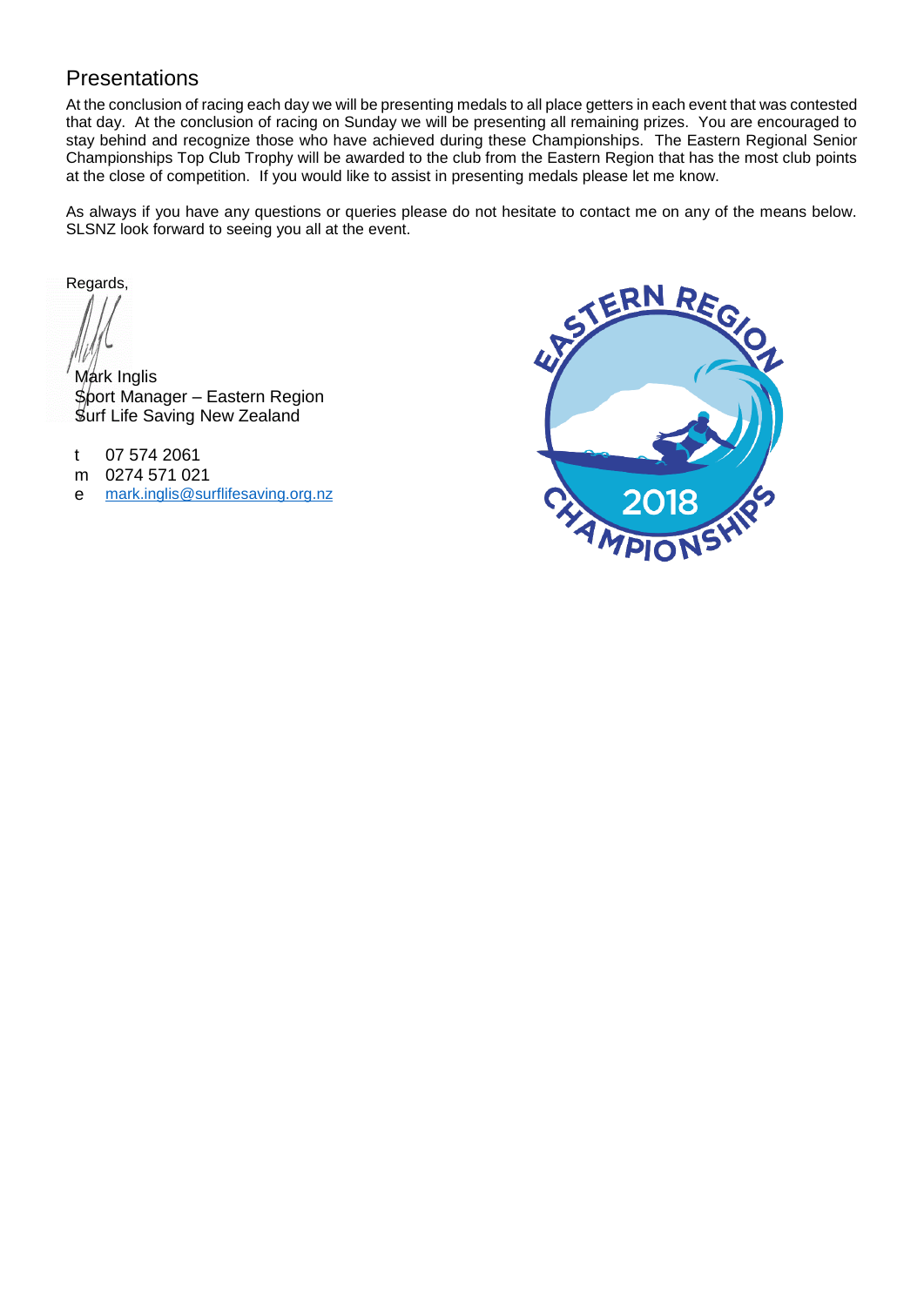## Presentations

At the conclusion of racing each day we will be presenting medals to all place getters in each event that was contested that day. At the conclusion of racing on Sunday we will be presenting all remaining prizes. You are encouraged to stay behind and recognize those who have achieved during these Championships. The Eastern Regional Senior Championships Top Club Trophy will be awarded to the club from the Eastern Region that has the most club points at the close of competition. If you would like to assist in presenting medals please let me know.

As always if you have any questions or queries please do not hesitate to contact me on any of the means below. SLSNZ look forward to seeing you all at the event.

Regards,

Mark Inglis
Sport Manager – Eastern Region
Surf Life Saving New Zealand

t 07 574 2061
m 0274 571 021
e [mark.inglis@surflifesaving.org.nz](mailto:mark.inglis@surflifesaving.org.nz)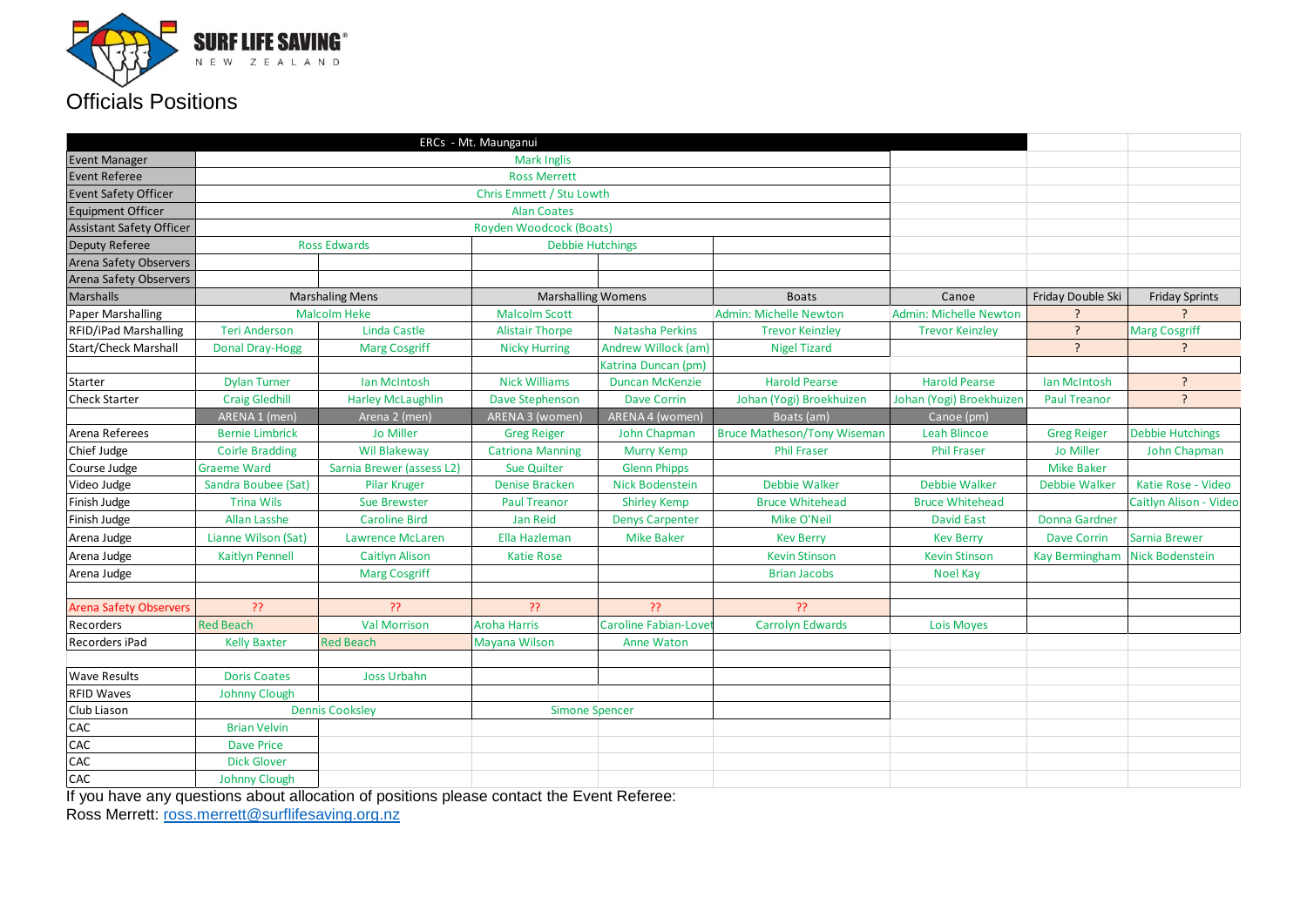SURF LIFE SAVING
NEW ZEALAND

# Officials Positions

| ERCs - Mt. Maunganui | | | | | | | | |
|---|---|---|---|---|---|---|---|---|
| Event Manager | Mark Inglis | | | | | | | |
| Event Referee | Ross Merrett | | | | | | | |
| Event Safety Officer | Chris Emmett / Stu Lowth | | | | | | | |
| Equipment Officer | Alan Coates | | | | | | | |
| Assistant Safety Officer | Royden Woodcock (Boats) | | | | | | | |
| Deputy Referee | Ross Edwards | | Debbie Hutchings | | | | | |
| Arena Safety Observers | | | | | | | | |
| Arena Safety Observers | | | | | | | | |
| Marshalls | Marshaling Mens | | Marshalling Womens | | Boats | Canoe | Friday Double Ski | Friday Sprints |
| Paper Marshalling | Malcolm Heke | | Malcolm Scott | | Admin: Michelle Newton | Admin: Michelle Newton | ? | ? |
| RFID/iPad Marshalling | Teri Anderson | Linda Castle | Alistair Thorpe | Natasha Perkins | Trevor Keinzley | Trevor Keinzley | ? | Marg Cosgriff |
| Start/Check Marshall | Donal Dray-Hogg | Marg Cosgriff | Nicky Hurring | Andrew Willock (am) | Nigel Tizard | | ? | ? |
| | | | | Katrina Duncan (pm) | | | | |
| Starter | Dylan Turner | Ian McIntosh | Nick Williams | Duncan McKenzie | Harold Pearse | Harold Pearse | Ian McIntosh | ? |
| Check Starter | Craig Gledhill | Harley McLaughlin | Dave Stephenson | Dave Corrin | Johan (Yogi) Broekhuizen | Johan (Yogi) Broekhuizen | Paul Treanor | ? |
| | ARENA 1 (men) | Arena 2 (men) | ARENA 3 (women) | ARENA 4 (women) | Boats (am) | Canoe (pm) | | |
| Arena Referees | Bernie Limbrick | Jo Miller | Greg Reiger | John Chapman | Bruce Matheson/Tony Wiseman | Leah Blincoe | Greg Reiger | Debbie Hutchings |
| Chief Judge | Coirle Bradding | Wil Blakeway | Catriona Manning | Murry Kemp | Phil Fraser | Phil Fraser | Jo Miller | John Chapman |
| Course Judge | Graeme Ward | Sarnia Brewer (assess L2) | Sue Quilter | Glenn Phipps | | | Mike Baker | |
| Video Judge | Sandra Boubee (Sat) | Pilar Kruger | Denise Bracken | Nick Bodenstein | Debbie Walker | Debbie Walker | Debbie Walker | Katie Rose - Video |
| Finish Judge | Trina Wils | Sue Brewster | Paul Treanor | Shirley Kemp | Bruce Whitehead | Bruce Whitehead | | Caitlyn Alison - Video |
| Finish Judge | Allan Lasshe | Caroline Bird | Jan Reid | Denys Carpenter | Mike O'Neil | David East | Donna Gardner | |
| Arena Judge | Lianne Wilson (Sat) | Lawrence McLaren | Ella Hazleman | Mike Baker | Kev Berry | Kev Berry | Dave Corrin | Sarnia Brewer |
| Arena Judge | Kaitlyn Pennell | Caitlyn Alison | Katie Rose | | Kevin Stinson | Kevin Stinson | Kay Bermingham | Nick Bodenstein |
| Arena Judge | | Marg Cosgriff | | | Brian Jacobs | Noel Kay | | |
| | | | | | | | | |
| Arena Safety Observers | ?? | ?? | ?? | ?? | ?? | | | |
| Recorders | Red Beach | Val Morrison | Aroha Harris | Caroline Fabian-Lovet | Carrolyn Edwards | Lois Moyes | | |
| Recorders iPad | Kelly Baxter | Red Beach | Mayana Wilson | Anne Waton | | | | |
| | | | | | | | | |
| Wave Results | Doris Coates | Joss Urbahn | | | | | | |
| RFID Waves | Johnny Clough | | | | | | | |
| Club Liason | Dennis Cooksley | | Simone Spencer | | | | | |
| CAC | Brian Velvin | | | | | | | |
| CAC | Dave Price | | | | | | | |
| CAC | Dick Glover | | | | | | | |
| CAC | Johnny Clough | | | | | | | |

If you have any questions about allocation of positions please contact the Event Referee:
Ross Merrett: ross.merrett@surflifesaving.org.nz